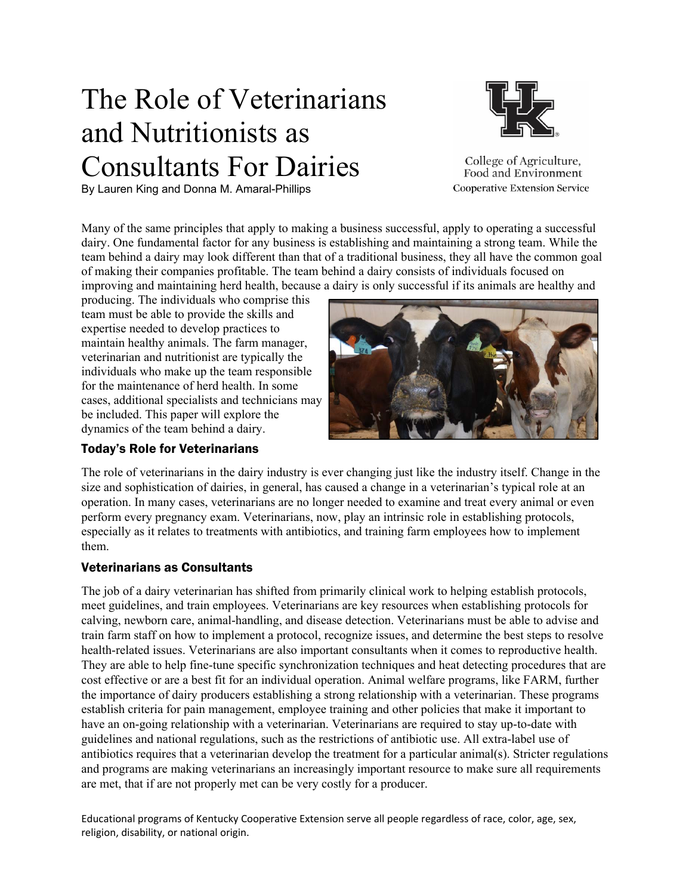# The Role of Veterinarians and Nutritionists as Consultants For Dairies

By Lauren King and Donna M. Amaral-Phillips

College of Agriculture, Food and Environment
Cooperative Extension Service

Many of the same principles that apply to making a business successful, apply to operating a successful dairy. One fundamental factor for any business is establishing and maintaining a strong team. While the team behind a dairy may look different than that of a traditional business, they all have the common goal of making their companies profitable. The team behind a dairy consists of individuals focused on improving and maintaining herd health, because a dairy is only successful if its animals are healthy and producing. The individuals who comprise this team must be able to provide the skills and expertise needed to develop practices to maintain healthy animals. The farm manager, veterinarian and nutritionist are typically the individuals who make up the team responsible for the maintenance of herd health. In some cases, additional specialists and technicians may be included. This paper will explore the dynamics of the team behind a dairy.

## Today's Role for Veterinarians

The role of veterinarians in the dairy industry is ever changing just like the industry itself. Change in the size and sophistication of dairies, in general, has caused a change in a veterinarian's typical role at an operation. In many cases, veterinarians are no longer needed to examine and treat every animal or even perform every pregnancy exam. Veterinarians, now, play an intrinsic role in establishing protocols, especially as it relates to treatments with antibiotics, and training farm employees how to implement them.

## Veterinarians as Consultants

The job of a dairy veterinarian has shifted from primarily clinical work to helping establish protocols, meet guidelines, and train employees. Veterinarians are key resources when establishing protocols for calving, newborn care, animal-handling, and disease detection. Veterinarians must be able to advise and train farm staff on how to implement a protocol, recognize issues, and determine the best steps to resolve health-related issues. Veterinarians are also important consultants when it comes to reproductive health. They are able to help fine-tune specific synchronization techniques and heat detecting procedures that are cost effective or are a best fit for an individual operation. Animal welfare programs, like FARM, further the importance of dairy producers establishing a strong relationship with a veterinarian. These programs establish criteria for pain management, employee training and other policies that make it important to have an on-going relationship with a veterinarian. Veterinarians are required to stay up-to-date with guidelines and national regulations, such as the restrictions of antibiotic use. All extra-label use of antibiotics requires that a veterinarian develop the treatment for a particular animal(s). Stricter regulations and programs are making veterinarians an increasingly important resource to make sure all requirements are met, that if are not properly met can be very costly for a producer.

Educational programs of Kentucky Cooperative Extension serve all people regardless of race, color, age, sex, religion, disability, or national origin.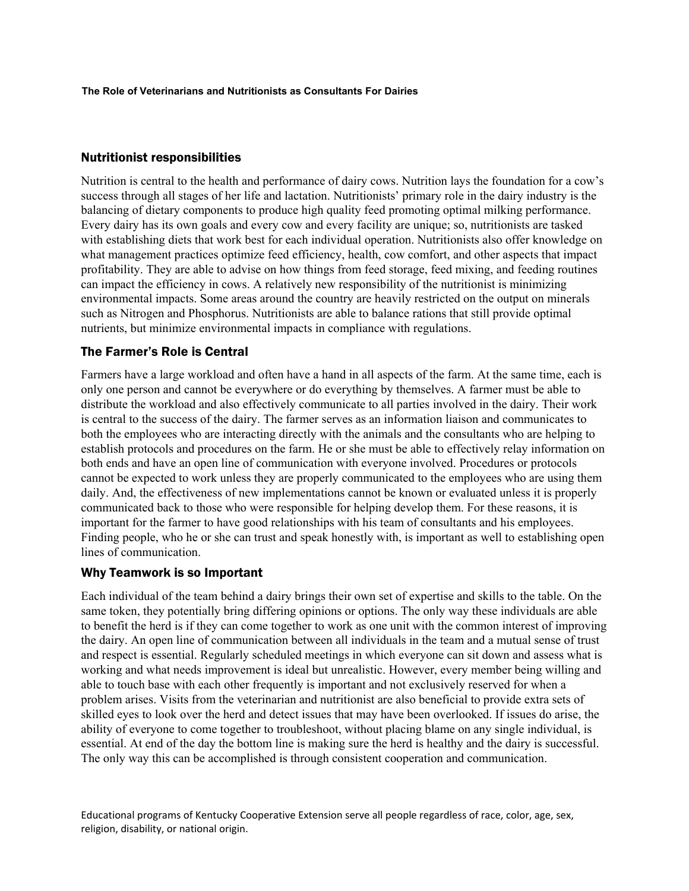## Nutritionist responsibilities

Nutrition is central to the health and performance of dairy cows. Nutrition lays the foundation for a cow's success through all stages of her life and lactation. Nutritionists' primary role in the dairy industry is the balancing of dietary components to produce high quality feed promoting optimal milking performance. Every dairy has its own goals and every cow and every facility are unique; so, nutritionists are tasked with establishing diets that work best for each individual operation. Nutritionists also offer knowledge on what management practices optimize feed efficiency, health, cow comfort, and other aspects that impact profitability. They are able to advise on how things from feed storage, feed mixing, and feeding routines can impact the efficiency in cows. A relatively new responsibility of the nutritionist is minimizing environmental impacts. Some areas around the country are heavily restricted on the output on minerals such as Nitrogen and Phosphorus. Nutritionists are able to balance rations that still provide optimal nutrients, but minimize environmental impacts in compliance with regulations.

## The Farmer's Role is Central

Farmers have a large workload and often have a hand in all aspects of the farm. At the same time, each is only one person and cannot be everywhere or do everything by themselves. A farmer must be able to distribute the workload and also effectively communicate to all parties involved in the dairy. Their work is central to the success of the dairy. The farmer serves as an information liaison and communicates to both the employees who are interacting directly with the animals and the consultants who are helping to establish protocols and procedures on the farm. He or she must be able to effectively relay information on both ends and have an open line of communication with everyone involved. Procedures or protocols cannot be expected to work unless they are properly communicated to the employees who are using them daily. And, the effectiveness of new implementations cannot be known or evaluated unless it is properly communicated back to those who were responsible for helping develop them. For these reasons, it is important for the farmer to have good relationships with his team of consultants and his employees. Finding people, who he or she can trust and speak honestly with, is important as well to establishing open lines of communication.

## Why Teamwork is so Important

Each individual of the team behind a dairy brings their own set of expertise and skills to the table. On the same token, they potentially bring differing opinions or options. The only way these individuals are able to benefit the herd is if they can come together to work as one unit with the common interest of improving the dairy. An open line of communication between all individuals in the team and a mutual sense of trust and respect is essential. Regularly scheduled meetings in which everyone can sit down and assess what is working and what needs improvement is ideal but unrealistic. However, every member being willing and able to touch base with each other frequently is important and not exclusively reserved for when a problem arises. Visits from the veterinarian and nutritionist are also beneficial to provide extra sets of skilled eyes to look over the herd and detect issues that may have been overlooked. If issues do arise, the ability of everyone to come together to troubleshoot, without placing blame on any single individual, is essential. At end of the day the bottom line is making sure the herd is healthy and the dairy is successful. The only way this can be accomplished is through consistent cooperation and communication.

Educational programs of Kentucky Cooperative Extension serve all people regardless of race, color, age, sex, religion, disability, or national origin.